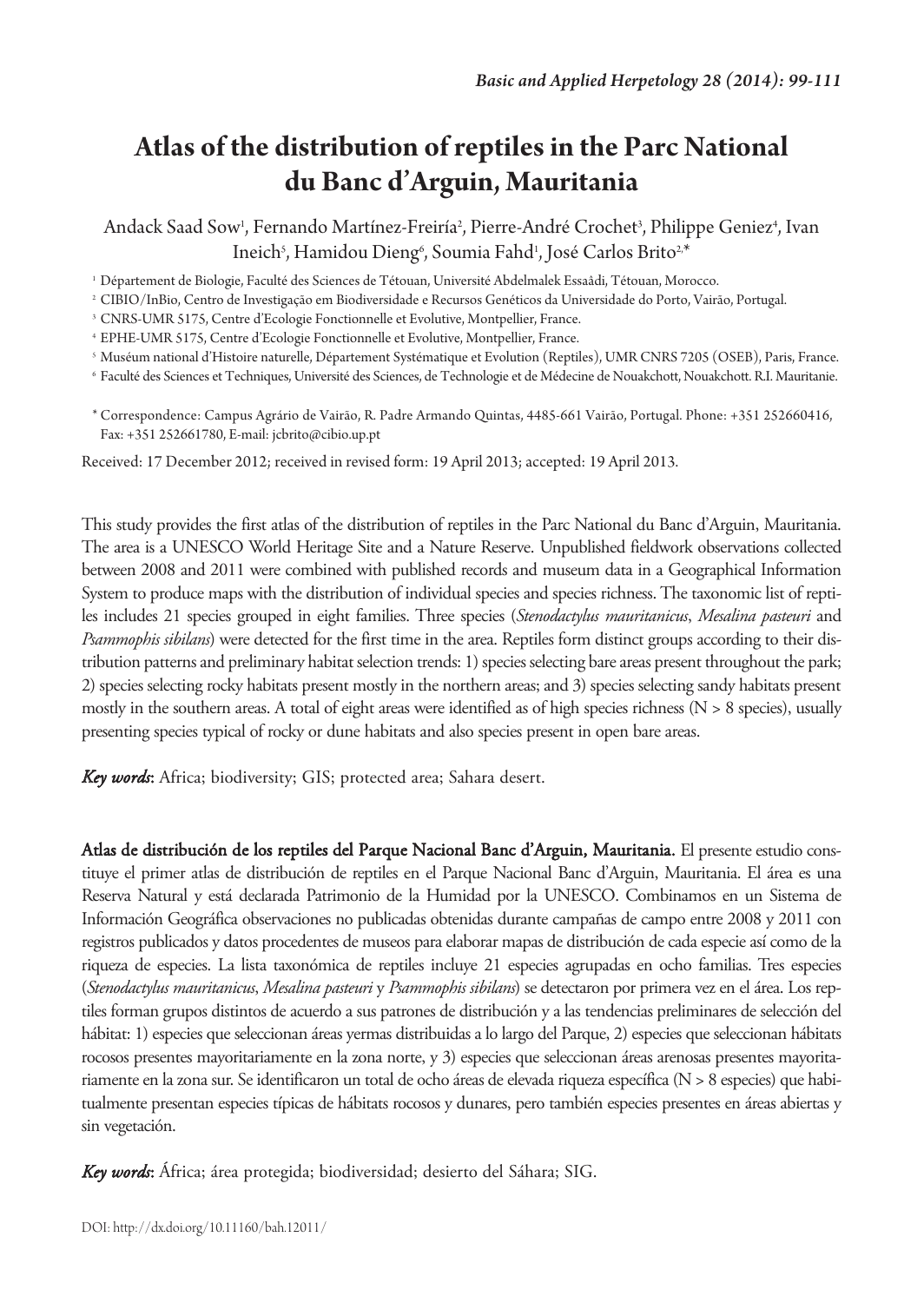# Atlas of the distribution of reptiles in the Parc National du Banc d'Arguin, Mauritania

Andack Saad Sow[1], Fernando Martínez-Freiría[2], Pierre-André Crochet[3], Philippe Geniez[4], Ivan Ineich[5], Hamidou Dieng[6], Soumia Fahd[1], José Carlos Brito[2,*]

[1] Département de Biologie, Faculté des Sciences de Tétouan, Université Abdelmalek Essaâdi, Tétouan, Morocco.

[2] CIBIO/InBio, Centro de Investigação em Biodiversidade e Recursos Genéticos da Universidade do Porto, Vairão, Portugal.

[3] CNRS-UMR 5175, Centre d'Ecologie Fonctionnelle et Evolutive, Montpellier, France.

[4] EPHE-UMR 5175, Centre d'Ecologie Fonctionnelle et Evolutive, Montpellier, France.

[5] Muséum national d'Histoire naturelle, Département Systématique et Evolution (Reptiles), UMR CNRS 7205 (OSEB), Paris, France.

[6] Faculté des Sciences et Techniques, Université des Sciences, de Technologie et de Médecine de Nouakchott, Nouakchott. R.I. Mauritanie.

[*] Correspondence: Campus Agrário de Vairão, R. Padre Armando Quintas, 4485-661 Vairão, Portugal. Phone: +351 252660416, Fax: +351 252661780, E-mail: jcbrito@cibio.up.pt

Received: 17 December 2012; received in revised form: 19 April 2013; accepted: 19 April 2013.

This study provides the first atlas of the distribution of reptiles in the Parc National du Banc d'Arguin, Mauritania. The area is a UNESCO World Heritage Site and a Nature Reserve. Unpublished fieldwork observations collected between 2008 and 2011 were combined with published records and museum data in a Geographical Information System to produce maps with the distribution of individual species and species richness. The taxonomic list of reptiles includes 21 species grouped in eight families. Three species (*Stenodactylus mauritanicus*, *Mesalina pasteuri* and *Psammophis sibilans*) were detected for the first time in the area. Reptiles form distinct groups according to their distribution patterns and preliminary habitat selection trends: 1) species selecting bare areas present throughout the park; 2) species selecting rocky habitats present mostly in the northern areas; and 3) species selecting sandy habitats present mostly in the southern areas. A total of eight areas were identified as of high species richness (N > 8 species), usually presenting species typical of rocky or dune habitats and also species present in open bare areas.

***Key words***: Africa; biodiversity; GIS; protected area; Sahara desert.

**Atlas de distribución de los reptiles del Parque Nacional Banc d'Arguin, Mauritania.** El presente estudio constituye el primer atlas de distribución de reptiles en el Parque Nacional Banc d'Arguin, Mauritania. El área es una Reserva Natural y está declarada Patrimonio de la Humidad por la UNESCO. Combinamos en un Sistema de Información Geográfica observaciones no publicadas obtenidas durante campañas de campo entre 2008 y 2011 con registros publicados y datos procedentes de museos para elaborar mapas de distribución de cada especie así como de la riqueza de especies. La lista taxonómica de reptiles incluye 21 especies agrupadas en ocho familias. Tres especies (*Stenodactylus mauritanicus*, *Mesalina pasteuri* y *Psammophis sibilans*) se detectaron por primera vez en el área. Los reptiles forman grupos distintos de acuerdo a sus patrones de distribución y a las tendencias preliminares de selección del hábitat: 1) especies que seleccionan áreas yermas distribuidas a lo largo del Parque, 2) especies que seleccionan hábitats rocosos presentes mayoritariamente en la zona norte, y 3) especies que seleccionan áreas arenosas presentes mayoritariamente en la zona sur. Se identificaron un total de ocho áreas de elevada riqueza específica (N > 8 especies) que habitualmente presentan especies típicas de hábitats rocosos y dunares, pero también especies presentes en áreas abiertas y sin vegetación.

***Key words***: África; área protegida; biodiversidad; desierto del Sáhara; SIG.

DOI: http://dx.doi.org/10.11160/bah.12011/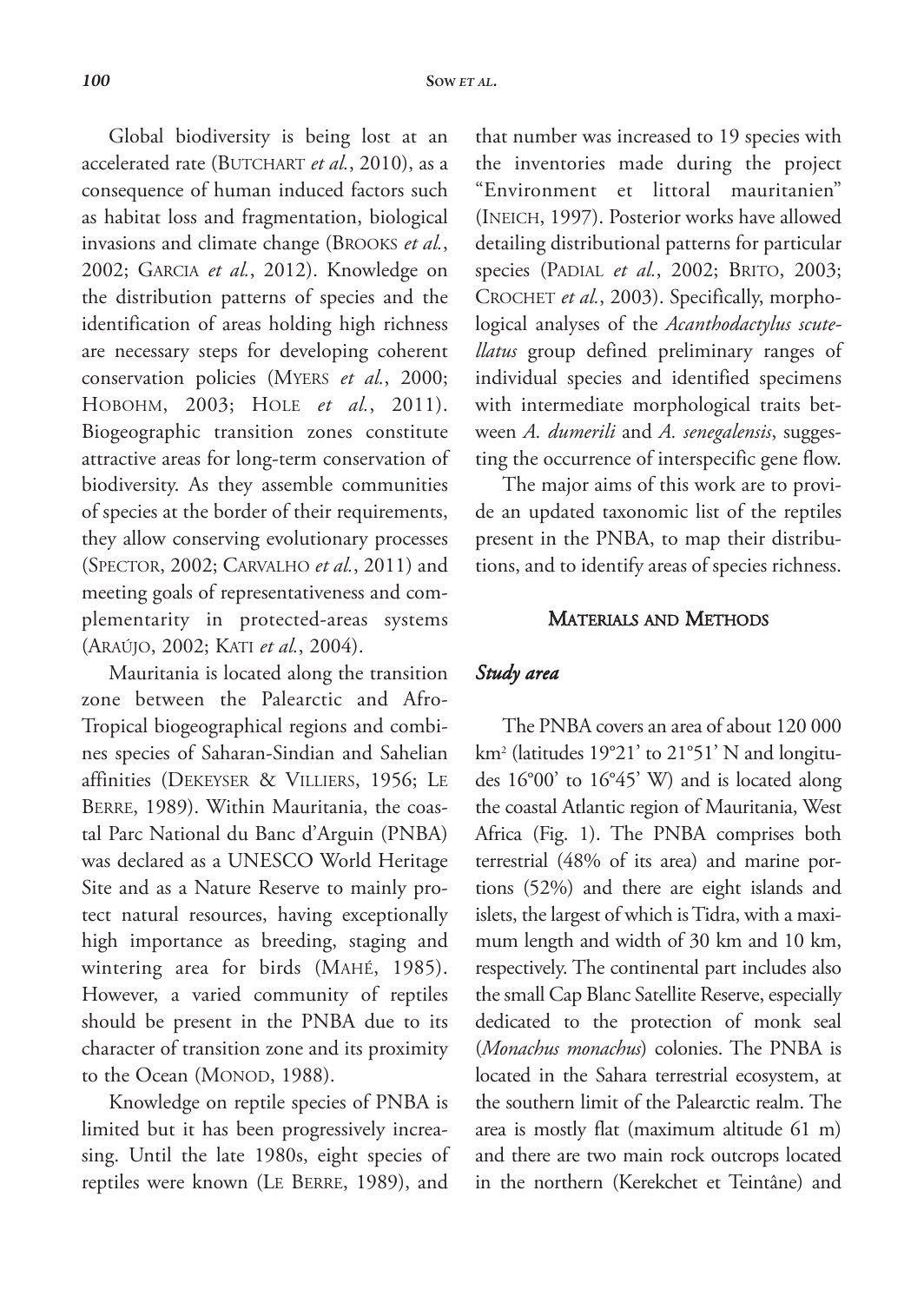Global biodiversity is being lost at an accelerated rate (BUTCHART *et al.*, 2010), as a consequence of human induced factors such as habitat loss and fragmentation, biological invasions and climate change (BROOKS *et al.*, 2002; GARCIA *et al.*, 2012). Knowledge on the distribution patterns of species and the identification of areas holding high richness are necessary steps for developing coherent conservation policies (MYERS *et al.*, 2000; HOBOHM, 2003; HOLE *et al.*, 2011). Biogeographic transition zones constitute attractive areas for long-term conservation of biodiversity. As they assemble communities of species at the border of their requirements, they allow conserving evolutionary processes (SPECTOR, 2002; CARVALHO *et al.*, 2011) and meeting goals of representativeness and complementarity in protected-areas systems (ARAÚJO, 2002; KATI *et al.*, 2004).

Mauritania is located along the transition zone between the Palearctic and Afro-Tropical biogeographical regions and combines species of Saharan-Sindian and Sahelian affinities (DEKEYSER & VILLIERS, 1956; LE BERRE, 1989). Within Mauritania, the coastal Parc National du Banc d'Arguin (PNBA) was declared as a UNESCO World Heritage Site and as a Nature Reserve to mainly protect natural resources, having exceptionally high importance as breeding, staging and wintering area for birds (MAHÉ, 1985). However, a varied community of reptiles should be present in the PNBA due to its character of transition zone and its proximity to the Ocean (MONOD, 1988).

Knowledge on reptile species of PNBA is limited but it has been progressively increasing. Until the late 1980s, eight species of reptiles were known (LE BERRE, 1989), and that number was increased to 19 species with the inventories made during the project "Environment et littoral mauritanien" (INEICH, 1997). Posterior works have allowed detailing distributional patterns for particular species (PADIAL *et al.*, 2002; BRITO, 2003; CROCHET *et al.*, 2003). Specifically, morphological analyses of the *Acanthodactylus scutellatus* group defined preliminary ranges of individual species and identified specimens with intermediate morphological traits between *A. dumerili* and *A. senegalensis*, suggesting the occurrence of interspecific gene flow.

The major aims of this work are to provide an updated taxonomic list of the reptiles present in the PNBA, to map their distributions, and to identify areas of species richness.

## MATERIALS AND METHODS

### *Study area*

The PNBA covers an area of about 120 000 km[2] (latitudes 19°21' to 21°51' N and longitudes 16°00' to 16°45' W) and is located along the coastal Atlantic region of Mauritania, West Africa (Fig. 1). The PNBA comprises both terrestrial (48% of its area) and marine portions (52%) and there are eight islands and islets, the largest of which is Tidra, with a maximum length and width of 30 km and 10 km, respectively. The continental part includes also the small Cap Blanc Satellite Reserve, especially dedicated to the protection of monk seal (*Monachus monachus*) colonies. The PNBA is located in the Sahara terrestrial ecosystem, at the southern limit of the Palearctic realm. The area is mostly flat (maximum altitude 61 m) and there are two main rock outcrops located in the northern (Kerekchet et Teintâne) and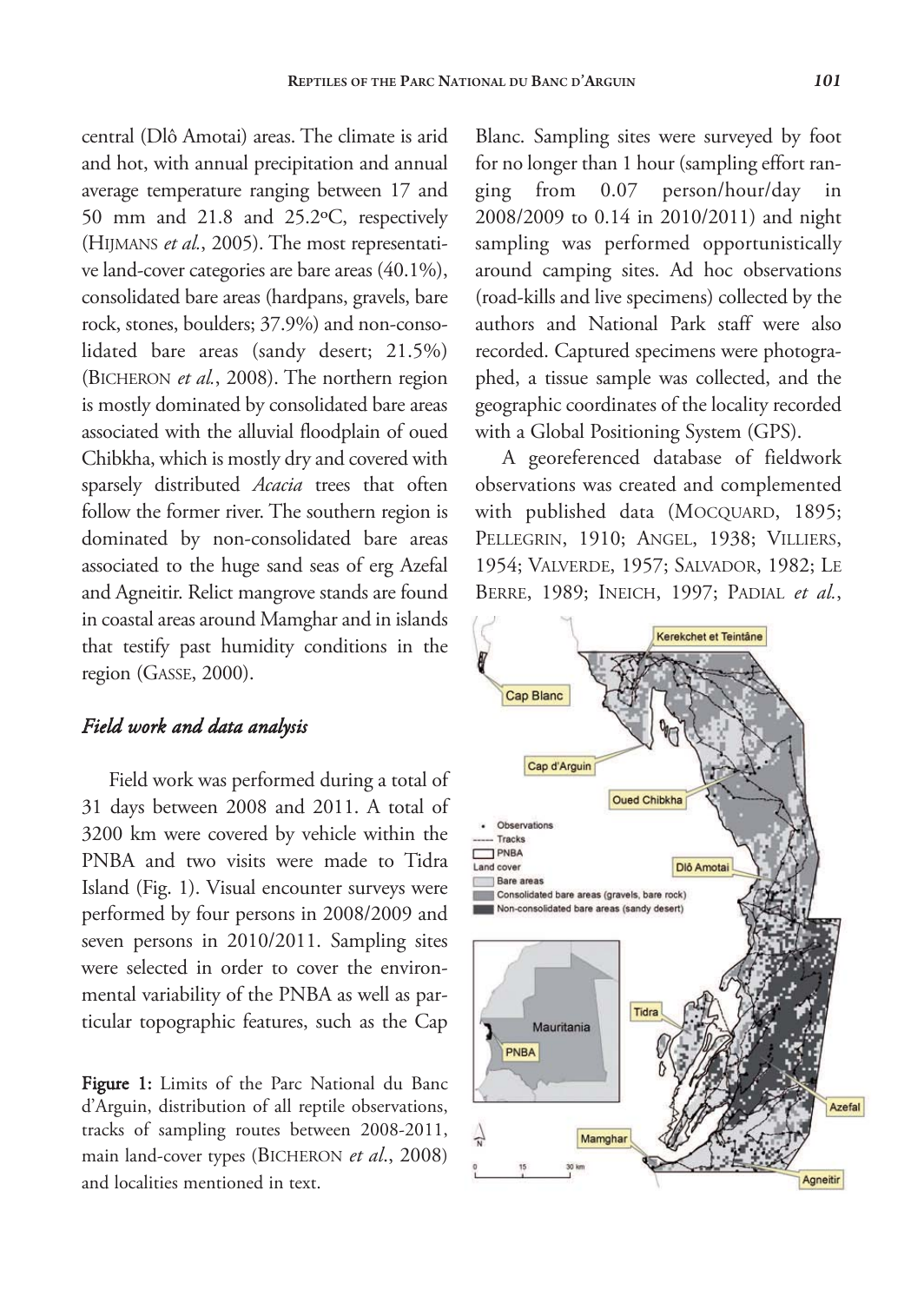central (Dlô Amotai) areas. The climate is arid and hot, with annual precipitation and annual average temperature ranging between 17 and 50 mm and 21.8 and 25.2ºC, respectively (HIJMANS *et al.*, 2005). The most representative land-cover categories are bare areas (40.1%), consolidated bare areas (hardpans, gravels, bare rock, stones, boulders; 37.9%) and non-consolidated bare areas (sandy desert; 21.5%) (BICHERON *et al.*, 2008). The northern region is mostly dominated by consolidated bare areas associated with the alluvial floodplain of oued Chibkha, which is mostly dry and covered with sparsely distributed *Acacia* trees that often follow the former river. The southern region is dominated by non-consolidated bare areas associated to the huge sand seas of erg Azefal and Agneitir. Relict mangrove stands are found in coastal areas around Mamghar and in islands that testify past humidity conditions in the region (GASSE, 2000).

### *Field work and data analysis*

Field work was performed during a total of 31 days between 2008 and 2011. A total of 3200 km were covered by vehicle within the PNBA and two visits were made to Tidra Island (Fig. 1). Visual encounter surveys were performed by four persons in 2008/2009 and seven persons in 2010/2011. Sampling sites were selected in order to cover the environmental variability of the PNBA as well as particular topographic features, such as the Cap Blanc. Sampling sites were surveyed by foot for no longer than 1 hour (sampling effort ranging from 0.07 person/hour/day in 2008/2009 to 0.14 in 2010/2011) and night sampling was performed opportunistically around camping sites. Ad hoc observations (road-kills and live specimens) collected by the authors and National Park staff were also recorded. Captured specimens were photographed, a tissue sample was collected, and the geographic coordinates of the locality recorded with a Global Positioning System (GPS).

A georeferenced database of fieldwork observations was created and complemented with published data (MOCQUARD, 1895; PELLEGRIN, 1910; ANGEL, 1938; VILLIERS, 1954; VALVERDE, 1957; SALVADOR, 1982; LE BERRE, 1989; INEICH, 1997; PADIAL *et al.*,

Kerekchet et Teintâne
Cap Blanc
Cap d'Arguin
Oued Chibkha
Observations
Tracks
PNBA
Land cover
Bare areas
Consolidated bare areas (gravels, bare rock)
Non-consolidated bare areas (sandy desert)
Dlô Amotai
Mauritania
PNBA
Tidra
Azefal
Mamghar
Agneitir
N
0 15 30 km

**Figure 1:** Limits of the Parc National du Banc d'Arguin, distribution of all reptile observations, tracks of sampling routes between 2008-2011, main land-cover types (BICHERON *et al.*, 2008) and localities mentioned in text.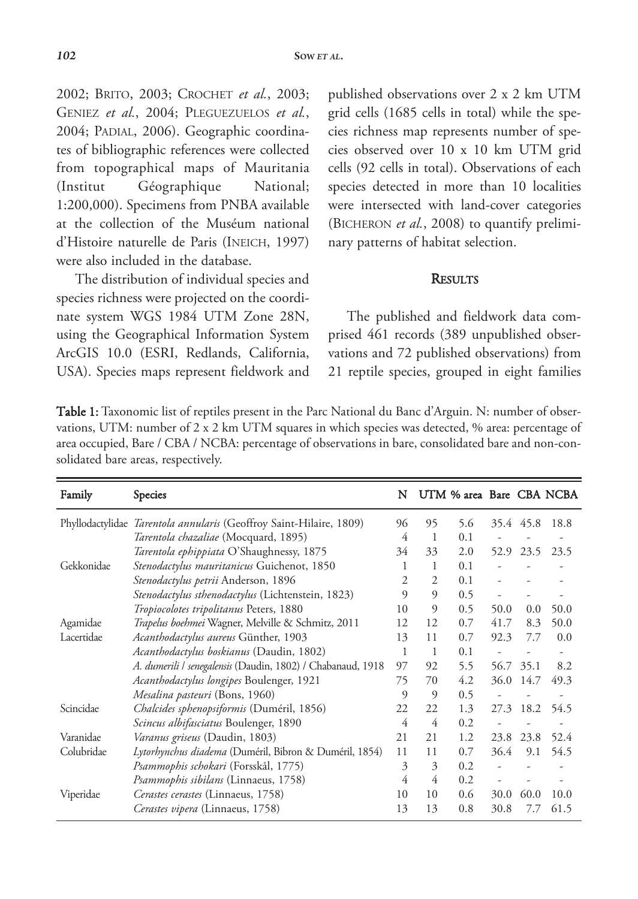2002; BRITO, 2003; CROCHET *et al.*, 2003; GENIEZ *et al.*, 2004; PLEGUEZUELOS *et al.*, 2004; PADIAL, 2006). Geographic coordinates of bibliographic references were collected from topographical maps of Mauritania (Institut Géographique National; 1:200,000). Specimens from PNBA available at the collection of the Muséum national d'Histoire naturelle de Paris (INEICH, 1997) were also included in the database.

The distribution of individual species and species richness were projected on the coordinate system WGS 1984 UTM Zone 28N, using the Geographical Information System ArcGIS 10.0 (ESRI, Redlands, California, USA). Species maps represent fieldwork and published observations over 2 x 2 km UTM grid cells (1685 cells in total) while the species richness map represents number of species observed over 10 x 10 km UTM grid cells (92 cells in total). Observations of each species detected in more than 10 localities were intersected with land-cover categories (BICHERON *et al.*, 2008) to quantify preliminary patterns of habitat selection.

## RESULTS

The published and fieldwork data comprised 461 records (389 unpublished observations and 72 published observations) from 21 reptile species, grouped in eight families

**Table 1:** Taxonomic list of reptiles present in the Parc National du Banc d'Arguin. N: number of observations, UTM: number of 2 x 2 km UTM squares in which species was detected, % area: percentage of area occupied, Bare / CBA / NCBA: percentage of observations in bare, consolidated bare and non-consolidated bare areas, respectively.

| Family | Species | N | UTM | % area | Bare | CBA | NCBA |
|---|---|---|---|---|---|---|---|
| Phyllodactylidae | *Tarentola annularis* (Geoffroy Saint-Hilaire, 1809) | 96 | 95 | 5.6 | 35.4 | 45.8 | 18.8 |
| | *Tarentola chazaliae* (Mocquard, 1895) | 4 | 1 | 0.1 | - | - | - |
| | *Tarentola ephippiata* O'Shaughnessy, 1875 | 34 | 33 | 2.0 | 52.9 | 23.5 | 23.5 |
| Gekkonidae | *Stenodactylus mauritanicus* Guichenot, 1850 | 1 | 1 | 0.1 | - | - | - |
| | *Stenodactylus petrii* Anderson, 1896 | 2 | 2 | 0.1 | - | - | - |
| | *Stenodactylus sthenodactylus* (Lichtenstein, 1823) | 9 | 9 | 0.5 | - | - | - |
| | *Tropiocolotes tripolitanus* Peters, 1880 | 10 | 9 | 0.5 | 50.0 | 0.0 | 50.0 |
| Agamidae | *Trapelus boehmei* Wagner, Melville & Schmitz, 2011 | 12 | 12 | 0.7 | 41.7 | 8.3 | 50.0 |
| Lacertidae | *Acanthodactylus aureus* Günther, 1903 | 13 | 11 | 0.7 | 92.3 | 7.7 | 0.0 |
| | *Acanthodactylus boskianus* (Daudin, 1802) | 1 | 1 | 0.1 | - | - | - |
| | *A. dumerili / senegalensis* (Daudin, 1802) / Chabanaud, 1918 | 97 | 92 | 5.5 | 56.7 | 35.1 | 8.2 |
| | *Acanthodactylus longipes* Boulenger, 1921 | 75 | 70 | 4.2 | 36.0 | 14.7 | 49.3 |
| | *Mesalina pasteuri* (Bons, 1960) | 9 | 9 | 0.5 | - | - | - |
| Scincidae | *Chalcides sphenopsiformis* (Duméril, 1856) | 22 | 22 | 1.3 | 27.3 | 18.2 | 54.5 |
| | *Scincus albifasciatus* Boulenger, 1890 | 4 | 4 | 0.2 | - | - | - |
| Varanidae | *Varanus griseus* (Daudin, 1803) | 21 | 21 | 1.2 | 23.8 | 23.8 | 52.4 |
| Colubridae | *Lytorhynchus diadema* (Duméril, Bibron & Duméril, 1854) | 11 | 11 | 0.7 | 36.4 | 9.1 | 54.5 |
| | *Psammophis schokari* (Forsskål, 1775) | 3 | 3 | 0.2 | - | - | - |
| | *Psammophis sibilans* (Linnaeus, 1758) | 4 | 4 | 0.2 | - | - | - |
| Viperidae | *Cerastes cerastes* (Linnaeus, 1758) | 10 | 10 | 0.6 | 30.0 | 60.0 | 10.0 |
| | *Cerastes vipera* (Linnaeus, 1758) | 13 | 13 | 0.8 | 30.8 | 7.7 | 61.5 |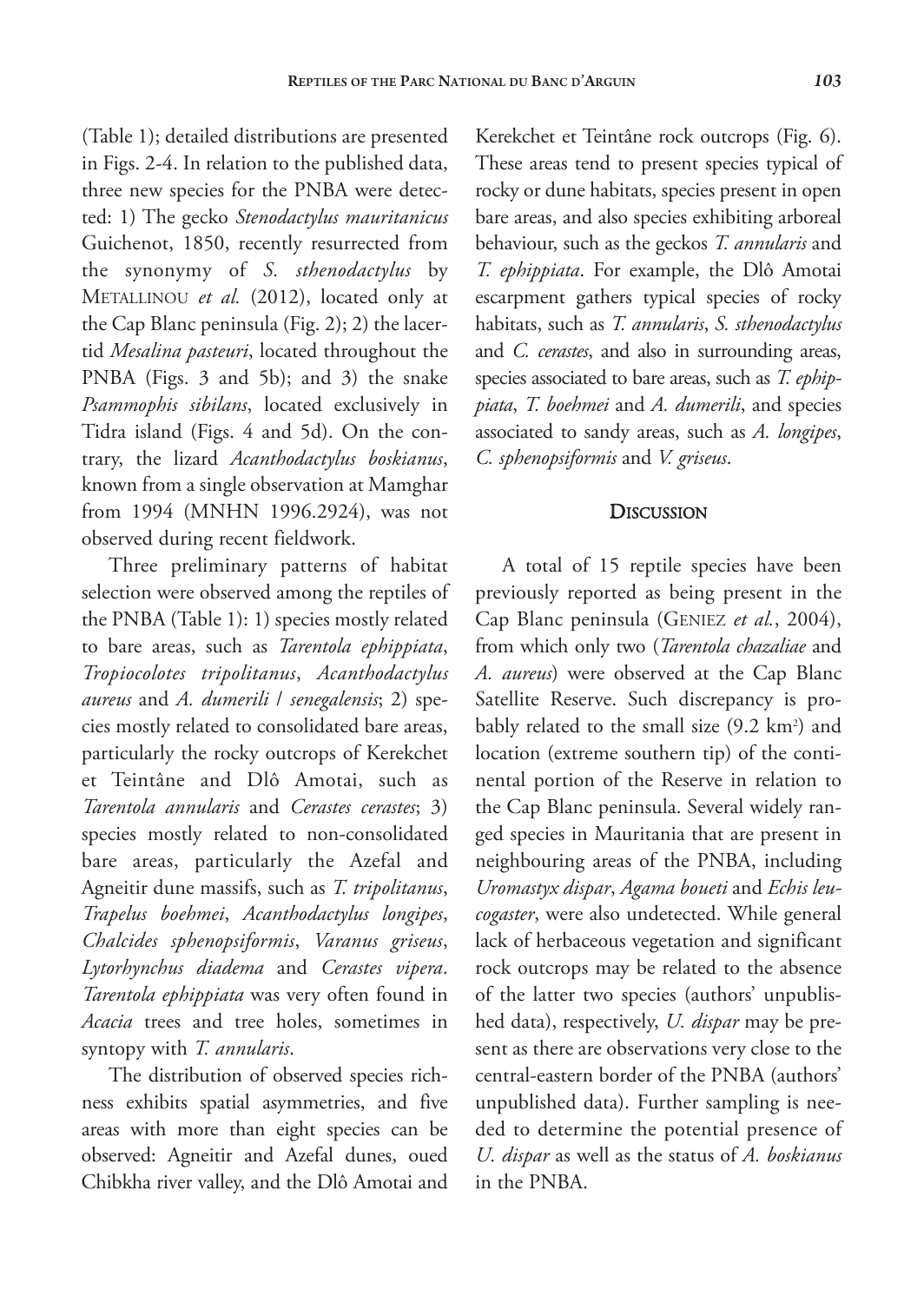(Table 1); detailed distributions are presented in Figs. 2-4. In relation to the published data, three new species for the PNBA were detected: 1) The gecko *Stenodactylus mauritanicus* Guichenot, 1850, recently resurrected from the synonymy of *S. sthenodactylus* by METALLINOU *et al.* (2012), located only at the Cap Blanc peninsula (Fig. 2); 2) the lacertid *Mesalina pasteuri*, located throughout the PNBA (Figs. 3 and 5b); and 3) the snake *Psammophis sibilans*, located exclusively in Tidra island (Figs. 4 and 5d). On the contrary, the lizard *Acanthodactylus boskianus*, known from a single observation at Mamghar from 1994 (MNHN 1996.2924), was not observed during recent fieldwork.

Three preliminary patterns of habitat selection were observed among the reptiles of the PNBA (Table 1): 1) species mostly related to bare areas, such as *Tarentola ephippiata*, *Tropiocolotes tripolitanus*, *Acanthodactylus aureus* and *A. dumerili / senegalensis*; 2) species mostly related to consolidated bare areas, particularly the rocky outcrops of Kerekchet et Teintâne and Dlô Amotai, such as *Tarentola annularis* and *Cerastes cerastes*; 3) species mostly related to non-consolidated bare areas, particularly the Azefal and Agneitir dune massifs, such as *T. tripolitanus*, *Trapelus boehmei*, *Acanthodactylus longipes*, *Chalcides sphenopsiformis*, *Varanus griseus*, *Lytorhynchus diadema* and *Cerastes vipera*. *Tarentola ephippiata* was very often found in *Acacia* trees and tree holes, sometimes in syntopy with *T. annularis*.

The distribution of observed species richness exhibits spatial asymmetries, and five areas with more than eight species can be observed: Agneitir and Azefal dunes, oued Chibkha river valley, and the Dlô Amotai and Kerekchet et Teintâne rock outcrops (Fig. 6). These areas tend to present species typical of rocky or dune habitats, species present in open bare areas, and also species exhibiting arboreal behaviour, such as the geckos *T. annularis* and *T. ephippiata*. For example, the Dlô Amotai escarpment gathers typical species of rocky habitats, such as *T. annularis*, *S. sthenodactylus* and *C. cerastes*, and also in surrounding areas, species associated to bare areas, such as *T. ephippiata*, *T. boehmei* and *A. dumerili*, and species associated to sandy areas, such as *A. longipes*, *C. sphenopsiformis* and *V. griseus*.

## DISCUSSION

A total of 15 reptile species have been previously reported as being present in the Cap Blanc peninsula (GENIEZ *et al.*, 2004), from which only two (*Tarentola chazaliae* and *A. aureus*) were observed at the Cap Blanc Satellite Reserve. Such discrepancy is probably related to the small size (9.2 km$^2$) and location (extreme southern tip) of the continental portion of the Reserve in relation to the Cap Blanc peninsula. Several widely ranged species in Mauritania that are present in neighbouring areas of the PNBA, including *Uromastyx dispar*, *Agama boueti* and *Echis leucogaster*, were also undetected. While general lack of herbaceous vegetation and significant rock outcrops may be related to the absence of the latter two species (authors' unpublished data), respectively, *U. dispar* may be present as there are observations very close to the central-eastern border of the PNBA (authors' unpublished data). Further sampling is needed to determine the potential presence of *U. dispar* as well as the status of *A. boskianus* in the PNBA.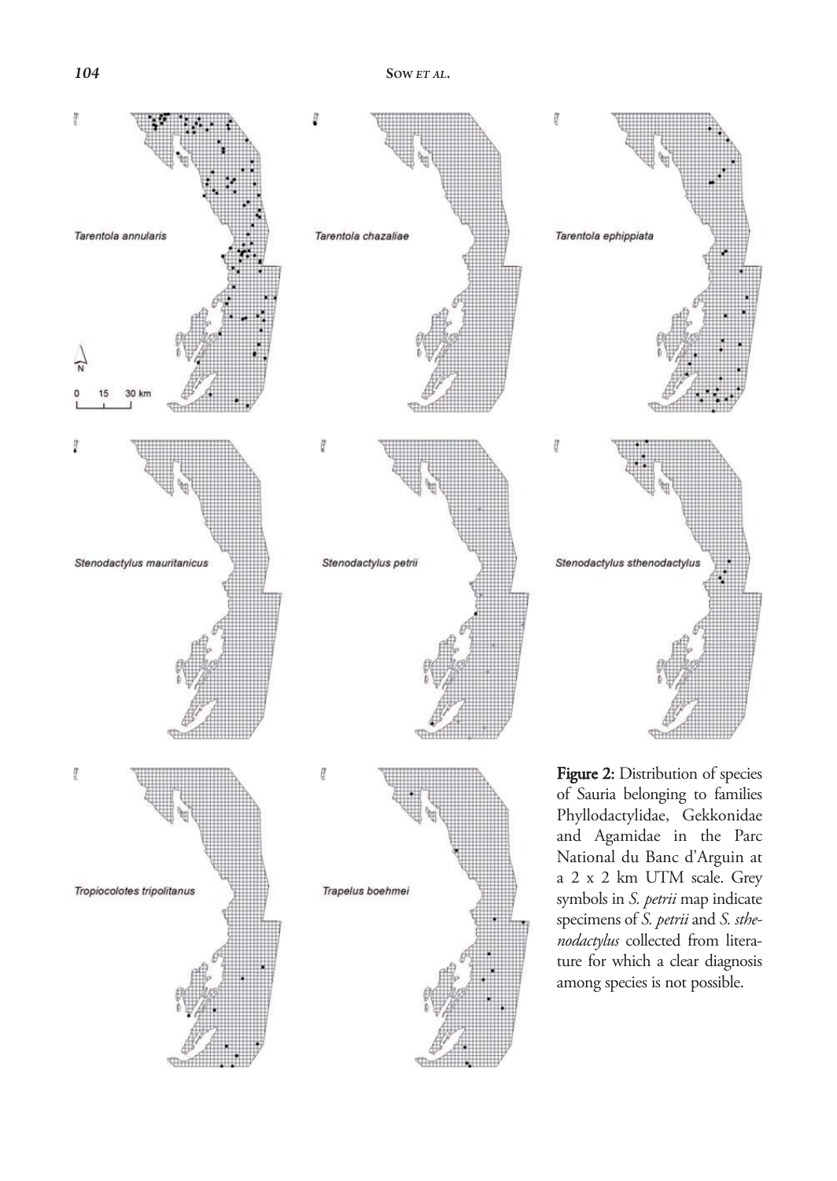Tarentola annularis

0 15 30 km

N

Tarentola chazaliae

Tarentola ephippiata

Stenodactylus mauritanicus

Stenodactylus petrii

Stenodactylus sthenodactylus

Tropiocolotes tripolitanus

Trapelus boehmei

**Figure 2:** Distribution of species of Sauria belonging to families Phyllodactylidae, Gekkonidae and Agamidae in the Parc National du Banc d'Arguin at a 2 x 2 km UTM scale. Grey symbols in *S. petrii* map indicate specimens of *S. petrii* and *S. sthenodactylus* collected from literature for which a clear diagnosis among species is not possible.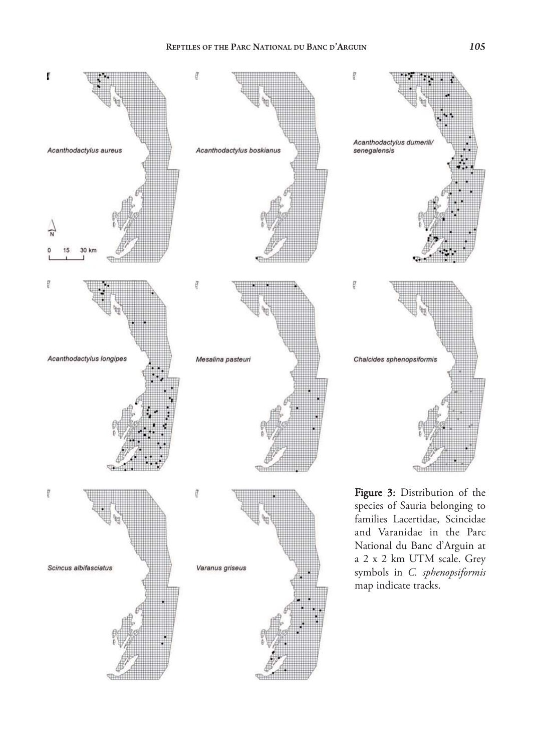Acanthodactylus aureus

N

0 15 30 km

Acanthodactylus boskianus

Acanthodactylus dumerili/ senegalensis

Acanthodactylus longipes

Mesalina pasteuri

Chalcides sphenopsiformis

Scincus albifasciatus

Varanus griseus

**Figure 3:** Distribution of the species of Sauria belonging to families Lacertidae, Scincidae and Varanidae in the Parc National du Banc d'Arguin at a 2 x 2 km UTM scale. Grey symbols in *C. sphenopsiformis* map indicate tracks.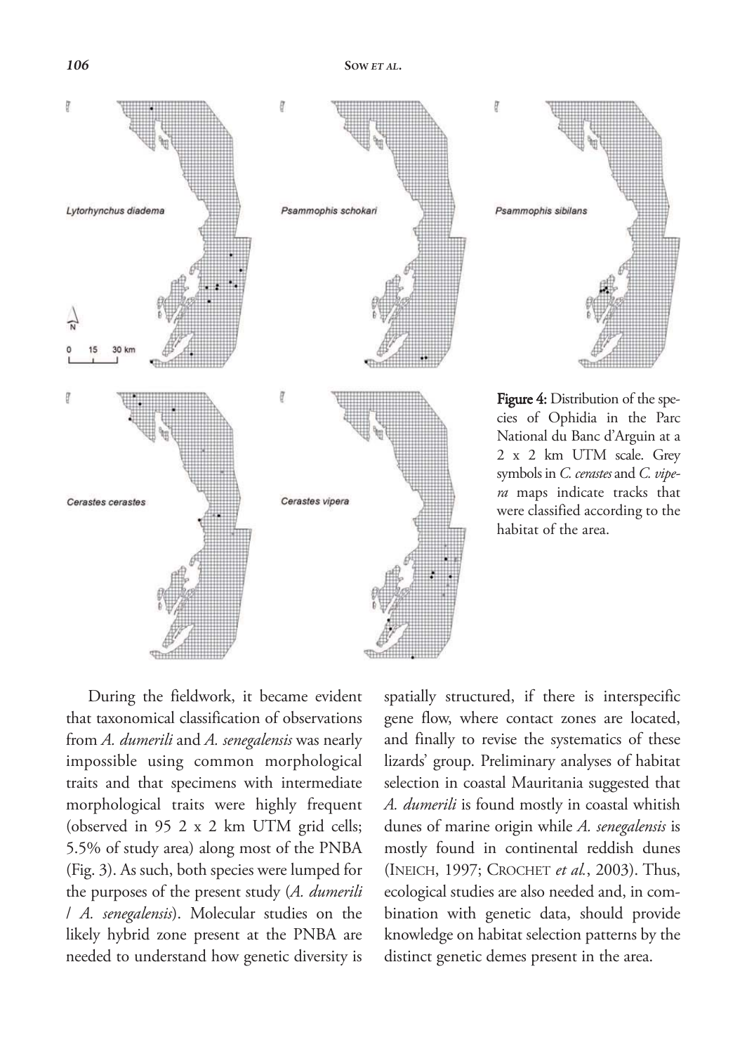Lytorhynchus diadema

Psammophis schokari

Psammophis sibilans

N

0 15 30 km

Cerastes cerastes

Cerastes vipera

**Figure 4:** Distribution of the species of Ophidia in the Parc National du Banc d'Arguin at a 2 x 2 km UTM scale. Grey symbols in *C. cerastes* and *C. vipera* maps indicate tracks that were classified according to the habitat of the area.

During the fieldwork, it became evident that taxonomical classification of observations from *A. dumerili* and *A. senegalensis* was nearly impossible using common morphological traits and that specimens with intermediate morphological traits were highly frequent (observed in 95 2 x 2 km UTM grid cells; 5.5% of study area) along most of the PNBA (Fig. 3). As such, both species were lumped for the purposes of the present study (*A. dumerili* / *A. senegalensis*). Molecular studies on the likely hybrid zone present at the PNBA are needed to understand how genetic diversity is spatially structured, if there is interspecific gene flow, where contact zones are located, and finally to revise the systematics of these lizards' group. Preliminary analyses of habitat selection in coastal Mauritania suggested that *A. dumerili* is found mostly in coastal whitish dunes of marine origin while *A. senegalensis* is mostly found in continental reddish dunes (INEICH, 1997; CROCHET *et al.*, 2003). Thus, ecological studies are also needed and, in combination with genetic data, should provide knowledge on habitat selection patterns by the distinct genetic demes present in the area.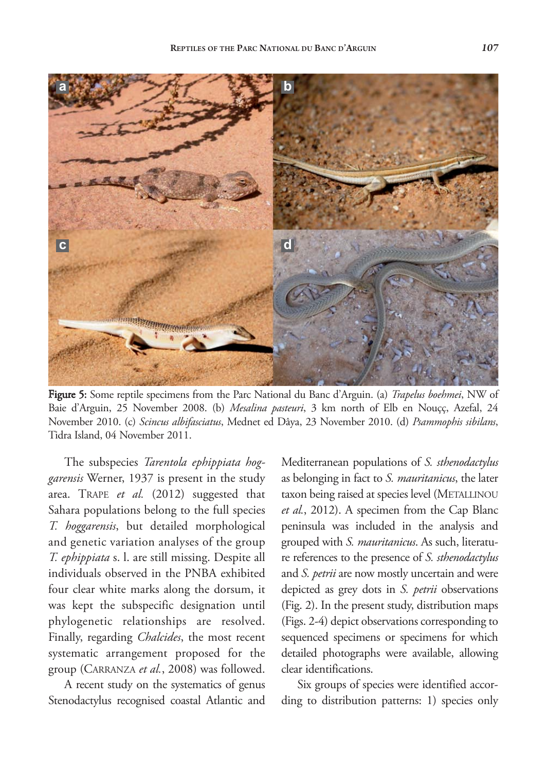**Figure 5:** Some reptile specimens from the Parc National du Banc d'Arguin. (a) *Trapelus boehmei*, NW of Baie d'Arguin, 25 November 2008. (b) *Mesalina pasteuri*, 3 km north of Elb en Nouçç, Azefal, 24 November 2010. (c) *Scincus albifasciatus*, Mednet ed Dâya, 23 November 2010. (d) *Psammophis sibilans*, Tidra Island, 04 November 2011.

The subspecies *Tarentola ephippiata hoggarensis* Werner, 1937 is present in the study area. Trape *et al.* (2012) suggested that Sahara populations belong to the full species *T. hoggarensis*, but detailed morphological and genetic variation analyses of the group *T. ephippiata* s. l. are still missing. Despite all individuals observed in the PNBA exhibited four clear white marks along the dorsum, it was kept the subspecific designation until phylogenetic relationships are resolved. Finally, regarding *Chalcides*, the most recent systematic arrangement proposed for the group (Carranza *et al.*, 2008) was followed.

A recent study on the systematics of genus Stenodactylus recognised coastal Atlantic and Mediterranean populations of *S. sthenodactylus* as belonging in fact to *S. mauritanicus*, the later taxon being raised at species level (Metallinou *et al.*, 2012). A specimen from the Cap Blanc peninsula was included in the analysis and grouped with *S. mauritanicus*. As such, literature references to the presence of *S. sthenodactylus* and *S. petrii* are now mostly uncertain and were depicted as grey dots in *S. petrii* observations (Fig. 2). In the present study, distribution maps (Figs. 2-4) depict observations corresponding to sequenced specimens or specimens for which detailed photographs were available, allowing clear identifications.

Six groups of species were identified according to distribution patterns: 1) species only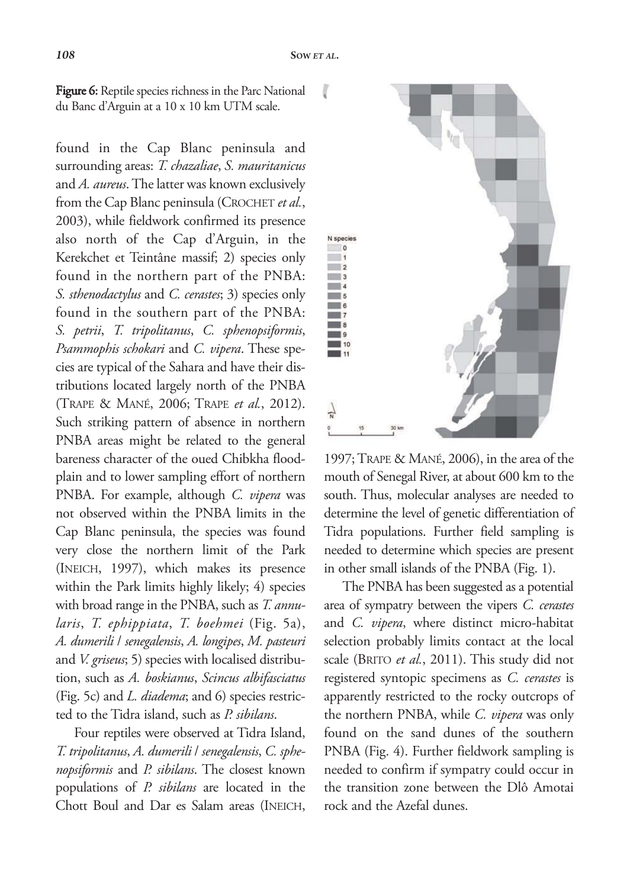Figure 6: Reptile species richness in the Parc National du Banc d'Arguin at a 10 x 10 km UTM scale.

N species
0
1
2
3
4
5
6
7
8
9
10
11

N

0 15 30 km

found in the Cap Blanc peninsula and surrounding areas: *T. chazaliae*, *S. mauritanicus* and *A. aureus*. The latter was known exclusively from the Cap Blanc peninsula (CROCHET *et al.*, 2003), while fieldwork confirmed its presence also north of the Cap d'Arguin, in the Kerekchet et Teintâne massif; 2) species only found in the northern part of the PNBA: *S. sthenodactylus* and *C. cerastes*; 3) species only found in the southern part of the PNBA: *S. petrii*, *T. tripolitanus*, *C. sphenopsiformis*, *Psammophis schokari* and *C. vipera*. These species are typical of the Sahara and have their distributions located largely north of the PNBA (TRAPE & MANÉ, 2006; TRAPE *et al.*, 2012). Such striking pattern of absence in northern PNBA areas might be related to the general bareness character of the oued Chibkha floodplain and to lower sampling effort of northern PNBA. For example, although *C. vipera* was not observed within the PNBA limits in the Cap Blanc peninsula, the species was found very close the northern limit of the Park (INEICH, 1997), which makes its presence within the Park limits highly likely; 4) species with broad range in the PNBA, such as *T. annularis*, *T. ephippiata*, *T. boehmei* (Fig. 5a), *A. dumerili / senegalensis*, *A. longipes*, *M. pasteuri* and *V. griseus*; 5) species with localised distribution, such as *A. boskianus*, *Scincus albifasciatus* (Fig. 5c) and *L. diadema*; and 6) species restricted to the Tidra island, such as *P. sibilans*.

Four reptiles were observed at Tidra Island, *T. tripolitanus*, *A. dumerili / senegalensis*, *C. sphenopsiformis* and *P. sibilans*. The closest known populations of *P. sibilans* are located in the Chott Boul and Dar es Salam areas (INEICH, 1997; TRAPE & MANÉ, 2006), in the area of the mouth of Senegal River, at about 600 km to the south. Thus, molecular analyses are needed to determine the level of genetic differentiation of Tidra populations. Further field sampling is needed to determine which species are present in other small islands of the PNBA (Fig. 1).

The PNBA has been suggested as a potential area of sympatry between the vipers *C. cerastes* and *C. vipera*, where distinct micro-habitat selection probably limits contact at the local scale (BRITO *et al.*, 2011). This study did not registered syntopic specimens as *C. cerastes* is apparently restricted to the rocky outcrops of the northern PNBA, while *C. vipera* was only found on the sand dunes of the southern PNBA (Fig. 4). Further fieldwork sampling is needed to confirm if sympatry could occur in the transition zone between the Dlô Amotai rock and the Azefal dunes.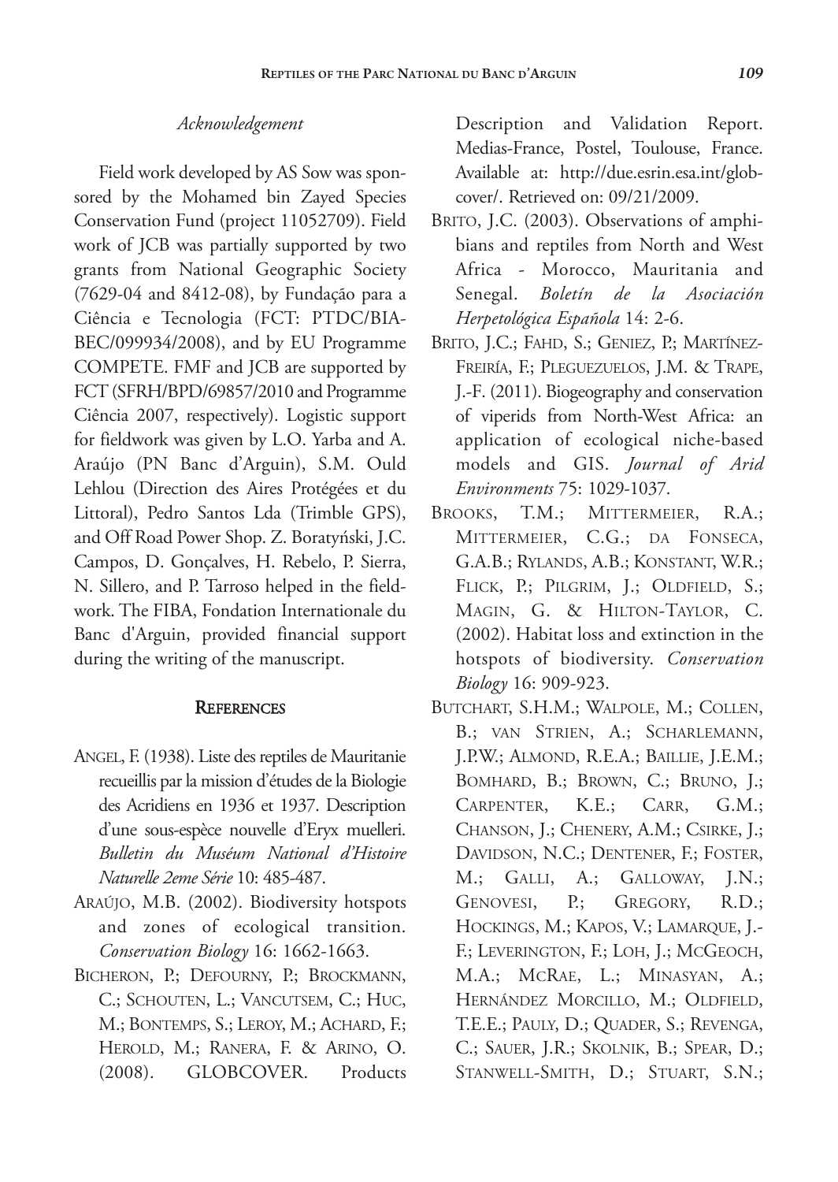### *Acknowledgement*

Field work developed by AS Sow was sponsored by the Mohamed bin Zayed Species Conservation Fund (project 11052709). Field work of JCB was partially supported by two grants from National Geographic Society (7629-04 and 8412-08), by Fundação para a Ciência e Tecnologia (FCT: PTDC/BIA-BEC/099934/2008), and by EU Programme COMPETE. FMF and JCB are supported by FCT (SFRH/BPD/69857/2010 and Programme Ciência 2007, respectively). Logistic support for fieldwork was given by L.O. Yarba and A. Araújo (PN Banc d'Arguin), S.M. Ould Lehlou (Direction des Aires Protégées et du Littoral), Pedro Santos Lda (Trimble GPS), and Off Road Power Shop. Z. Boratyński, J.C. Campos, D. Gonçalves, H. Rebelo, P. Sierra, N. Sillero, and P. Tarroso helped in the fieldwork. The FIBA, Fondation Internationale du Banc d'Arguin, provided financial support during the writing of the manuscript.

## References

Angel, F. (1938). Liste des reptiles de Mauritanie recueillis par la mission d'études de la Biologie des Acridiens en 1936 et 1937. Description d'une sous-espèce nouvelle d'Eryx muelleri. *Bulletin du Muséum National d'Histoire Naturelle 2eme Série* 10: 485-487.

Araújo, M.B. (2002). Biodiversity hotspots and zones of ecological transition. *Conservation Biology* 16: 1662-1663.

Bicheron, P.; Defourny, P.; Brockmann, C.; Schouten, L.; Vancutsem, C.; Huc, M.; Bontemps, S.; Leroy, M.; Achard, F.; Herold, M.; Ranera, F. & Arino, O. (2008). GLOBCOVER. Products Description and Validation Report. Medias-France, Postel, Toulouse, France. Available at: http://due.esrin.esa.int/globcover/. Retrieved on: 09/21/2009.

Brito, J.C. (2003). Observations of amphibians and reptiles from North and West Africa - Morocco, Mauritania and Senegal. *Boletín de la Asociación Herpetológica Española* 14: 2-6.

Brito, J.C.; Fahd, S.; Geniez, P.; Martínez-Freiría, F.; Pleguezuelos, J.M. & Trape, J.-F. (2011). Biogeography and conservation of viperids from North-West Africa: an application of ecological niche-based models and GIS. *Journal of Arid Environments* 75: 1029-1037.

Brooks, T.M.; Mittermeier, R.A.; Mittermeier, C.G.; da Fonseca, G.A.B.; Rylands, A.B.; Konstant, W.R.; Flick, P.; Pilgrim, J.; Oldfield, S.; Magin, G. & Hilton-Taylor, C. (2002). Habitat loss and extinction in the hotspots of biodiversity. *Conservation Biology* 16: 909-923.

Butchart, S.H.M.; Walpole, M.; Collen, B.; van Strien, A.; Scharlemann, J.P.W.; Almond, R.E.A.; Baillie, J.E.M.; Bomhard, B.; Brown, C.; Bruno, J.; Carpenter, K.E.; Carr, G.M.; Chanson, J.; Chenery, A.M.; Csirke, J.; Davidson, N.C.; Dentener, F.; Foster, M.; Galli, A.; Galloway, J.N.; Genovesi, P.; Gregory, R.D.; Hockings, M.; Kapos, V.; Lamarque, J.-F.; Leverington, F.; Loh, J.; McGeoch, M.A.; McRae, L.; Minasyan, A.; Hernández Morcillo, M.; Oldfield, T.E.E.; Pauly, D.; Quader, S.; Revenga, C.; Sauer, J.R.; Skolnik, B.; Spear, D.; Stanwell-Smith, D.; Stuart, S.N.;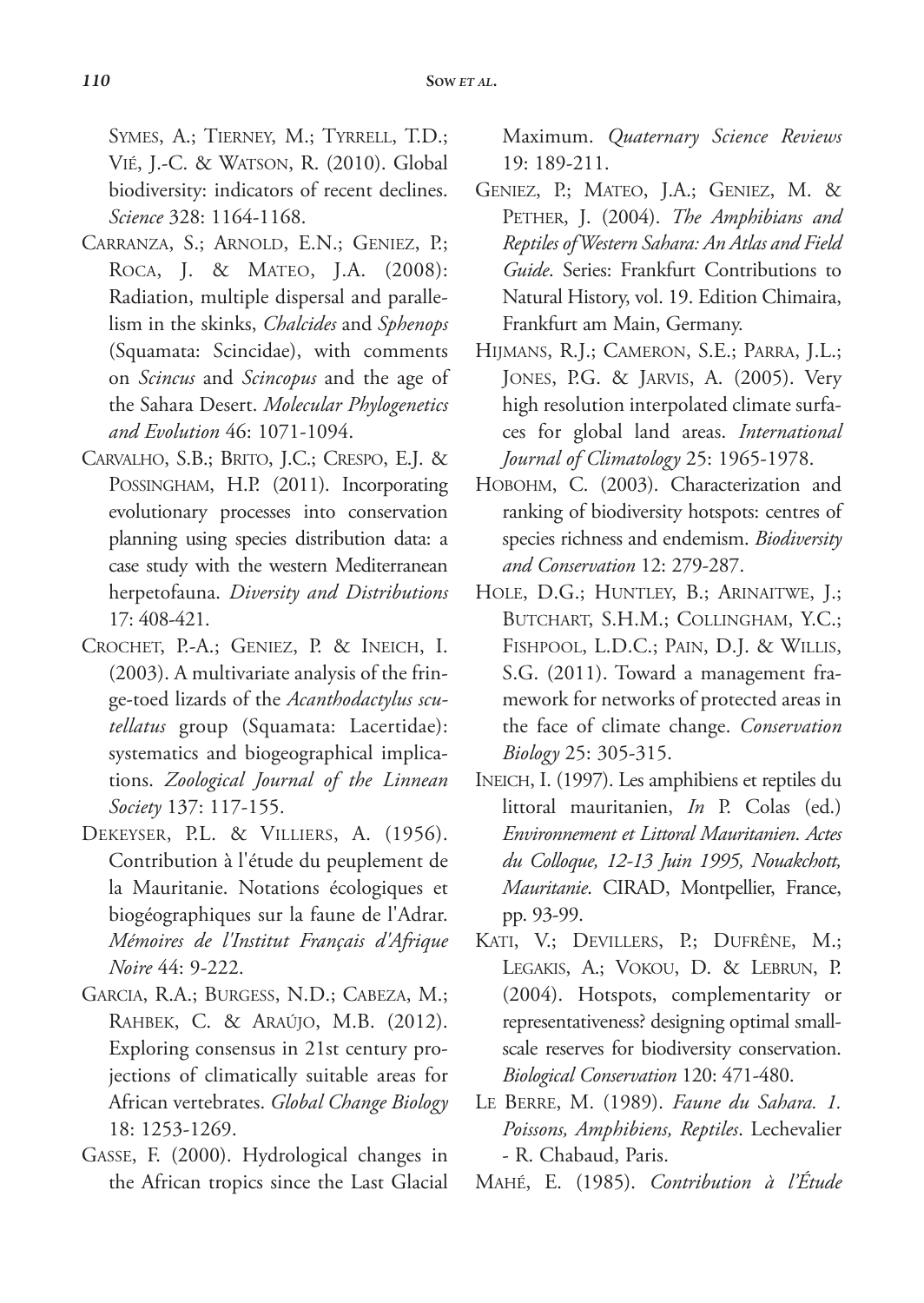Symes, A.; Tierney, M.; Tyrrell, T.D.; Vié, J.-C. & Watson, R. (2010). Global biodiversity: indicators of recent declines. *Science* 328: 1164-1168.

Carranza, S.; Arnold, E.N.; Geniez, P.; Roca, J. & Mateo, J.A. (2008): Radiation, multiple dispersal and parallelism in the skinks, *Chalcides* and *Sphenops* (Squamata: Scincidae), with comments on *Scincus* and *Scincopus* and the age of the Sahara Desert. *Molecular Phylogenetics and Evolution* 46: 1071-1094.

Carvalho, S.B.; Brito, J.C.; Crespo, E.J. & Possingham, H.P. (2011). Incorporating evolutionary processes into conservation planning using species distribution data: a case study with the western Mediterranean herpetofauna. *Diversity and Distributions* 17: 408-421.

Crochet, P.-A.; Geniez, P. & Ineich, I. (2003). A multivariate analysis of the fringe-toed lizards of the *Acanthodactylus scutellatus* group (Squamata: Lacertidae): systematics and biogeographical implications. *Zoological Journal of the Linnean Society* 137: 117-155.

Dekeyser, P.L. & Villiers, A. (1956). Contribution à l'étude du peuplement de la Mauritanie. Notations écologiques et biogéographiques sur la faune de l'Adrar. *Mémoires de l'Institut Français d'Afrique Noire* 44: 9-222.

Garcia, R.A.; Burgess, N.D.; Cabeza, M.; Rahbek, C. & Araújo, M.B. (2012). Exploring consensus in 21st century projections of climatically suitable areas for African vertebrates. *Global Change Biology* 18: 1253-1269.

Gasse, F. (2000). Hydrological changes in the African tropics since the Last Glacial Maximum. *Quaternary Science Reviews* 19: 189-211.

Geniez, P.; Mateo, J.A.; Geniez, M. & Pether, J. (2004). *The Amphibians and Reptiles of Western Sahara: An Atlas and Field Guide*. Series: Frankfurt Contributions to Natural History, vol. 19. Edition Chimaira, Frankfurt am Main, Germany.

Hijmans, R.J.; Cameron, S.E.; Parra, J.L.; Jones, P.G. & Jarvis, A. (2005). Very high resolution interpolated climate surfaces for global land areas. *International Journal of Climatology* 25: 1965-1978.

Hobohm, C. (2003). Characterization and ranking of biodiversity hotspots: centres of species richness and endemism. *Biodiversity and Conservation* 12: 279-287.

Hole, D.G.; Huntley, B.; Arinaitwe, J.; Butchart, S.H.M.; Collingham, Y.C.; Fishpool, L.D.C.; Pain, D.J. & Willis, S.G. (2011). Toward a management framework for networks of protected areas in the face of climate change. *Conservation Biology* 25: 305-315.

Ineich, I. (1997). Les amphibiens et reptiles du littoral mauritanien, *In* P. Colas (ed.) *Environnement et Littoral Mauritanien. Actes du Colloque, 12-13 Juin 1995, Nouakchott, Mauritanie*. CIRAD, Montpellier, France, pp. 93-99.

Kati, V.; Devillers, P.; Dufrêne, M.; Legakis, A.; Vokou, D. & Lebrun, P. (2004). Hotspots, complementarity or representativeness? designing optimal small-scale reserves for biodiversity conservation. *Biological Conservation* 120: 471-480.

Le Berre, M. (1989). *Faune du Sahara. 1. Poissons, Amphibiens, Reptiles*. Lechevalier - R. Chabaud, Paris.

Mahé, E. (1985). *Contribution à l'Étude*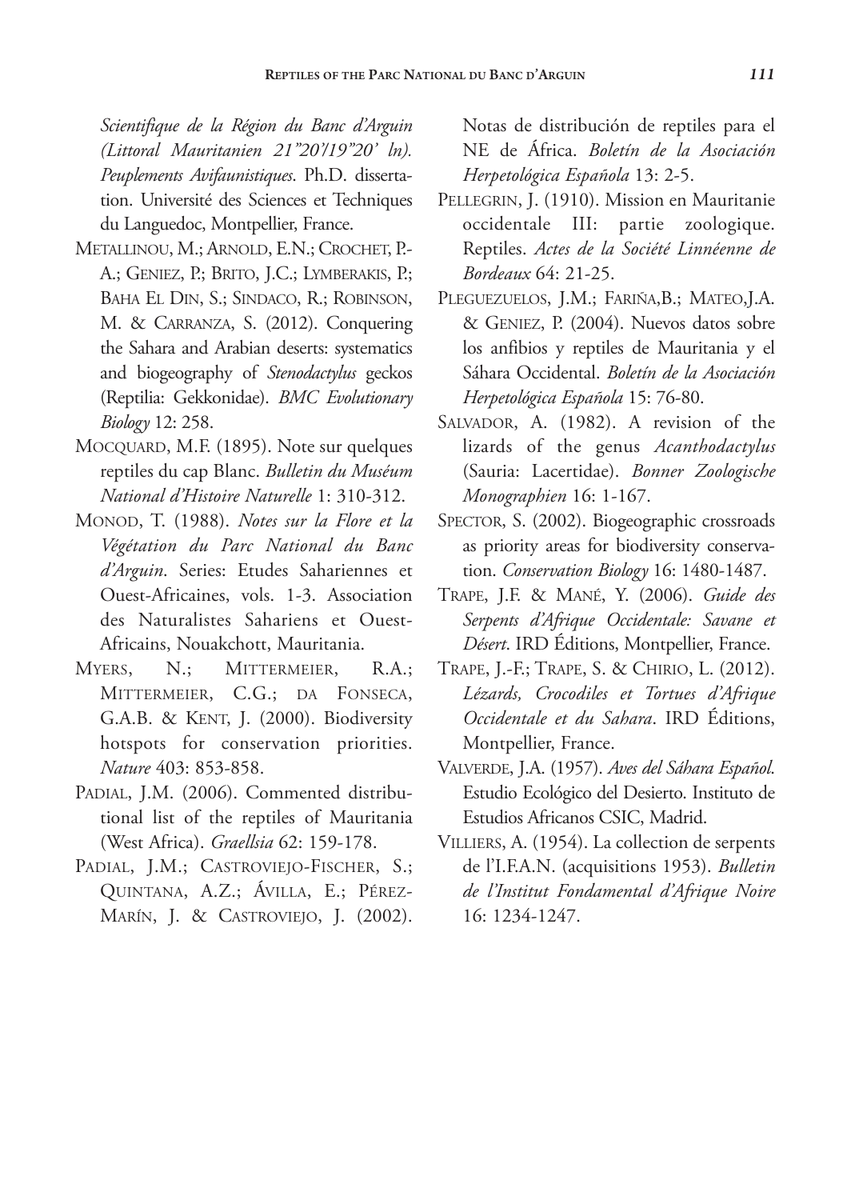*Scientifique de la Région du Banc d'Arguin (Littoral Mauritanien 21"20'/19"20' ln). Peuplements Avifaunistiques*. Ph.D. dissertation. Université des Sciences et Techniques du Languedoc, Montpellier, France.

Metallinou, M.; Arnold, E.N.; Crochet, P.-A.; Geniez, P.; Brito, J.C.; Lymberakis, P.; Baha El Din, S.; Sindaco, R.; Robinson, M. & Carranza, S. (2012). Conquering the Sahara and Arabian deserts: systematics and biogeography of *Stenodactylus* geckos (Reptilia: Gekkonidae). *BMC Evolutionary Biology* 12: 258.

Mocquard, M.F. (1895). Note sur quelques reptiles du cap Blanc. *Bulletin du Muséum National d'Histoire Naturelle* 1: 310-312.

Monod, T. (1988). *Notes sur la Flore et la Végétation du Parc National du Banc d'Arguin*. Series: Etudes Sahariennes et Ouest-Africaines, vols. 1-3. Association des Naturalistes Sahariens et Ouest-Africains, Nouakchott, Mauritania.

Myers, N.; Mittermeier, R.A.; Mittermeier, C.G.; da Fonseca, G.A.B. & Kent, J. (2000). Biodiversity hotspots for conservation priorities. *Nature* 403: 853-858.

Padial, J.M. (2006). Commented distributional list of the reptiles of Mauritania (West Africa). *Graellsia* 62: 159-178.

Padial, J.M.; Castroviejo-Fischer, S.; Quintana, A.Z.; Ávilla, E.; Pérez-Marín, J. & Castroviejo, J. (2002). Notas de distribución de reptiles para el NE de África. *Boletín de la Asociación Herpetológica Española* 13: 2-5.

Pellegrin, J. (1910). Mission en Mauritanie occidentale III: partie zoologique. Reptiles. *Actes de la Société Linnéenne de Bordeaux* 64: 21-25.

Pleguezuelos, J.M.; Fariña,B.; Mateo,J.A. & Geniez, P. (2004). Nuevos datos sobre los anfibios y reptiles de Mauritania y el Sáhara Occidental. *Boletín de la Asociación Herpetológica Española* 15: 76-80.

Salvador, A. (1982). A revision of the lizards of the genus *Acanthodactylus* (Sauria: Lacertidae). *Bonner Zoologische Monographien* 16: 1-167.

Spector, S. (2002). Biogeographic crossroads as priority areas for biodiversity conservation. *Conservation Biology* 16: 1480-1487.

Trape, J.F. & Mané, Y. (2006). *Guide des Serpents d'Afrique Occidentale: Savane et Désert*. IRD Éditions, Montpellier, France.

Trape, J.-F.; Trape, S. & Chirio, L. (2012). *Lézards, Crocodiles et Tortues d'Afrique Occidentale et du Sahara*. IRD Éditions, Montpellier, France.

Valverde, J.A. (1957). *Aves del Sáhara Español*. Estudio Ecológico del Desierto. Instituto de Estudios Africanos CSIC, Madrid.

Villiers, A. (1954). La collection de serpents de l'I.F.A.N. (acquisitions 1953). *Bulletin de l'Institut Fondamental d'Afrique Noire* 16: 1234-1247.